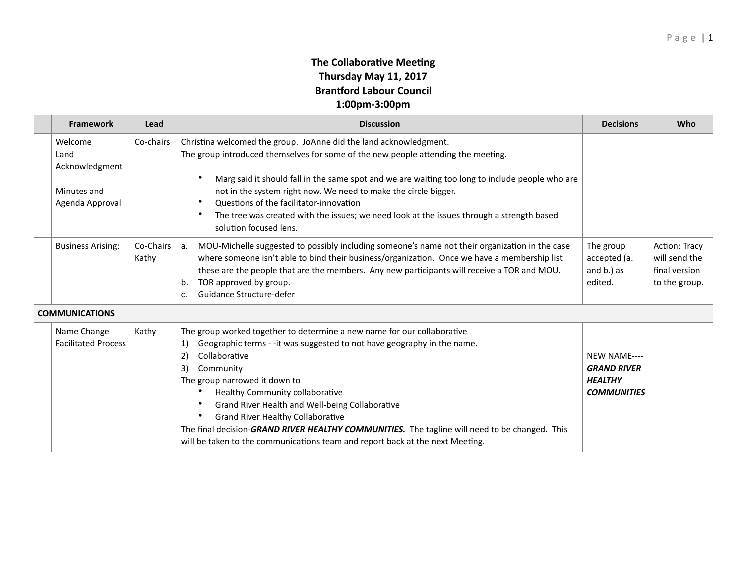# The Collaborative Meeting
## Thursday May 11, 2017
## Brantford Labour Council
## 1:00pm-3:00pm

| | Framework | Lead | Discussion | Decisions | Who |
|---|---|---|---|---|---|
| | Welcome<br>Land Acknowledgment<br><br>Minutes and Agenda Approval | Co-chairs | Christina welcomed the group. JoAnne did the land acknowledgment.<br>The group introduced themselves for some of the new people attending the meeting.<br><br>• Marg said it should fall in the same spot and we are waiting too long to include people who are not in the system right now. We need to make the circle bigger.<br>• Questions of the facilitator-innovation<br>• The tree was created with the issues; we need look at the issues through a strength based solution focused lens. | | |
| | Business Arising: | Co-Chairs<br>Kathy | a. MOU-Michelle suggested to possibly including someone's name not their organization in the case where someone isn't able to bind their business/organization. Once we have a membership list these are the people that are the members. Any new participants will receive a TOR and MOU.<br>b. TOR approved by group.<br>c. Guidance Structure-defer | The group accepted (a. and b.) as edited. | Action: Tracy will send the final version to the group. |
| **COMMUNICATIONS** | | | | | |
| | Name Change Facilitated Process | Kathy | The group worked together to determine a new name for our collaborative<br>1) Geographic terms - -it was suggested to not have geography in the name.<br>2) Collaborative<br>3) Community<br>The group narrowed it down to<br>• Healthy Community collaborative<br>• Grand River Health and Well-being Collaborative<br>• Grand River Healthy Collaborative<br>The final decision-***GRAND RIVER HEALTHY COMMUNITIES.*** The tagline will need to be changed. This will be taken to the communications team and report back at the next Meeting. | NEW NAME----<br>***GRAND RIVER HEALTHY COMMUNITIES*** | |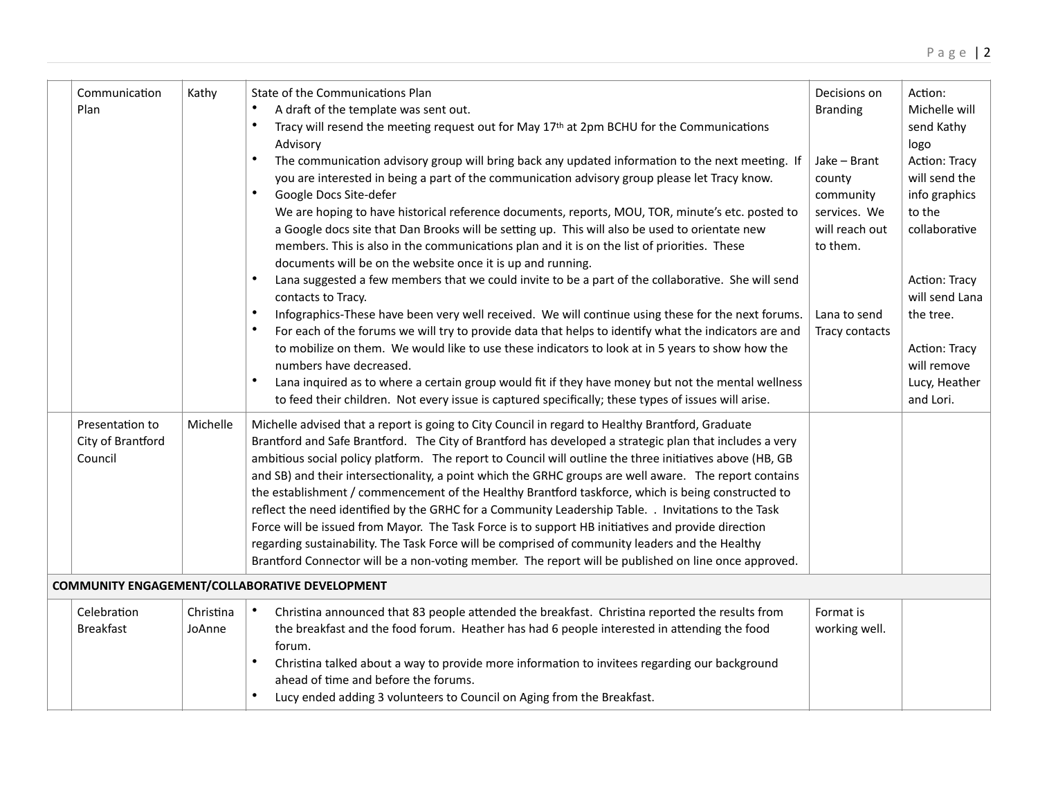| | Topic | Lead | Discussion | Decisions | Actions |
|---|---|---|---|---|---|
| | Communication Plan | Kathy | State of the Communications Plan<br>• A draft of the template was sent out.<br>• Tracy will resend the meeting request out for May 17th at 2pm BCHU for the Communications Advisory<br>• The communication advisory group will bring back any updated information to the next meeting. If you are interested in being a part of the communication advisory group please let Tracy know.<br>• Google Docs Site-defer<br>We are hoping to have historical reference documents, reports, MOU, TOR, minute's etc. posted to a Google docs site that Dan Brooks will be setting up. This will also be used to orientate new members. This is also in the communications plan and it is on the list of priorities. These documents will be on the website once it is up and running.<br>• Lana suggested a few members that we could invite to be a part of the collaborative. She will send contacts to Tracy.<br>• Infographics-These have been very well received. We will continue using these for the next forums.<br>• For each of the forums we will try to provide data that helps to identify what the indicators are and to mobilize on them. We would like to use these indicators to look at in 5 years to show how the numbers have decreased.<br>• Lana inquired as to where a certain group would fit if they have money but not the mental wellness to feed their children. Not every issue is captured specifically; these types of issues will arise. | Decisions on Branding<br><br>Jake – Brant county community services. We will reach out to them.<br><br>Lana to send Tracy contacts | Action: Michelle will send Kathy logo<br>Action: Tracy will send the info graphics to the collaborative<br><br>Action: Tracy will send Lana the tree.<br><br>Action: Tracy will remove Lucy, Heather and Lori. |
| | Presentation to City of Brantford Council | Michelle | Michelle advised that a report is going to City Council in regard to Healthy Brantford, Graduate Brantford and Safe Brantford. The City of Brantford has developed a strategic plan that includes a very ambitious social policy platform. The report to Council will outline the three initiatives above (HB, GB and SB) and their intersectionality, a point which the GRHC groups are well aware. The report contains the establishment / commencement of the Healthy Brantford taskforce, which is being constructed to reflect the need identified by the GRHC for a Community Leadership Table. . Invitations to the Task Force will be issued from Mayor. The Task Force is to support HB initiatives and provide direction regarding sustainability. The Task Force will be comprised of community leaders and the Healthy Brantford Connector will be a non-voting member. The report will be published on line once approved. | | |
| **COMMUNITY ENGAGEMENT/COLLABORATIVE DEVELOPMENT** | | | | | |
| | Celebration Breakfast | Christina JoAnne | • Christina announced that 83 people attended the breakfast. Christina reported the results from the breakfast and the food forum. Heather has had 6 people interested in attending the food forum.<br>• Christina talked about a way to provide more information to invitees regarding our background ahead of time and before the forums.<br>• Lucy ended adding 3 volunteers to Council on Aging from the Breakfast. | Format is working well. | |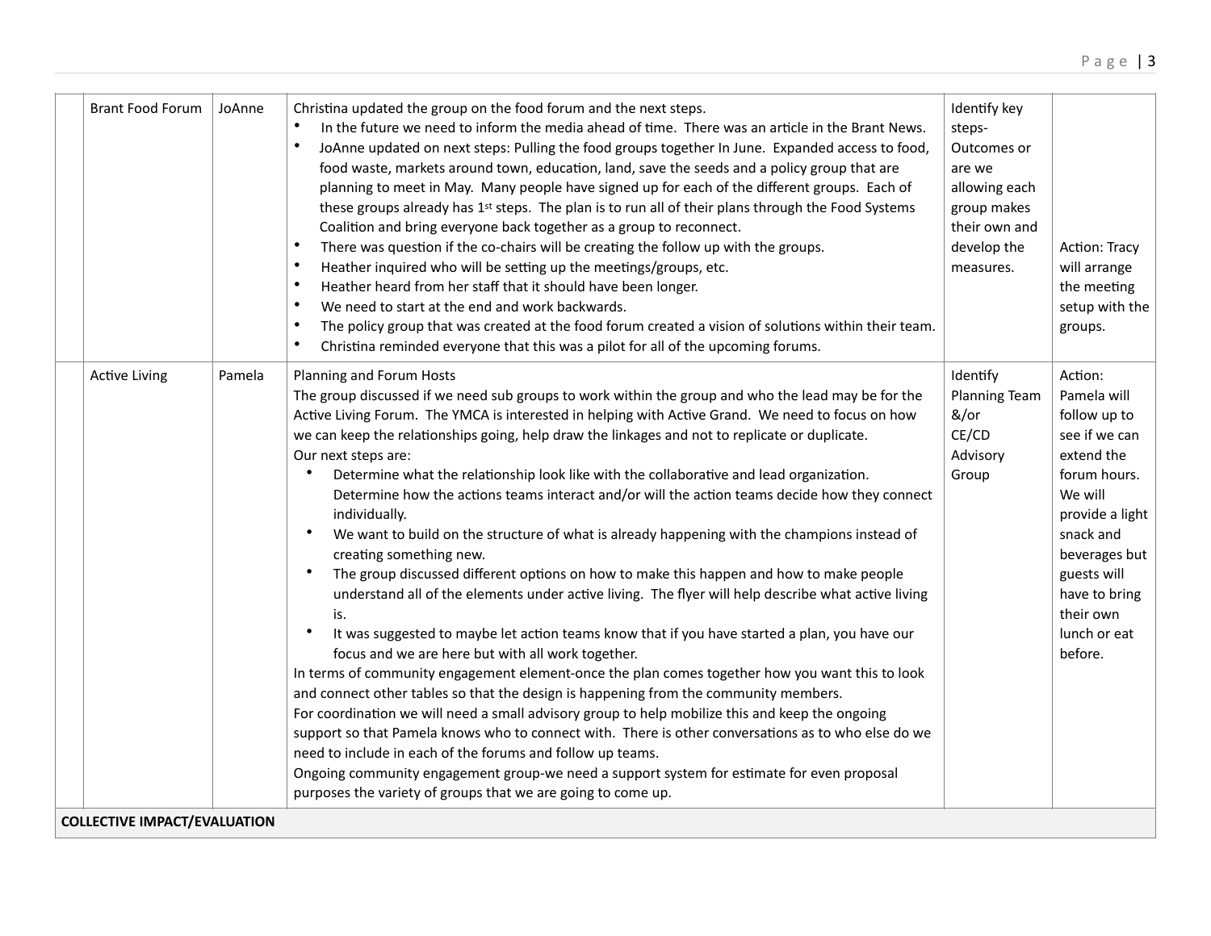| | Brant Food Forum | JoAnne | Christina updated the group on the food forum and the next steps.<br>• In the future we need to inform the media ahead of time. There was an article in the Brant News.<br>• JoAnne updated on next steps: Pulling the food groups together In June. Expanded access to food, food waste, markets around town, education, land, save the seeds and a policy group that are planning to meet in May. Many people have signed up for each of the different groups. Each of these groups already has 1st steps. The plan is to run all of their plans through the Food Systems Coalition and bring everyone back together as a group to reconnect.<br>• There was question if the co-chairs will be creating the follow up with the groups.<br>• Heather inquired who will be setting up the meetings/groups, etc.<br>• Heather heard from her staff that it should have been longer.<br>• We need to start at the end and work backwards.<br>• The policy group that was created at the food forum created a vision of solutions within their team.<br>• Christina reminded everyone that this was a pilot for all of the upcoming forums. | Identify key steps-Outcomes or are we allowing each group makes their own and develop the measures. | Action: Tracy will arrange the meeting setup with the groups. |
|---|---|---|---|---|---|
| | Active Living | Pamela | Planning and Forum Hosts<br>The group discussed if we need sub groups to work within the group and who the lead may be for the Active Living Forum. The YMCA is interested in helping with Active Grand. We need to focus on how we can keep the relationships going, help draw the linkages and not to replicate or duplicate.<br>Our next steps are:<br>• Determine what the relationship look like with the collaborative and lead organization. Determine how the actions teams interact and/or will the action teams decide how they connect individually.<br>• We want to build on the structure of what is already happening with the champions instead of creating something new.<br>• The group discussed different options on how to make this happen and how to make people understand all of the elements under active living. The flyer will help describe what active living is.<br>• It was suggested to maybe let action teams know that if you have started a plan, you have our focus and we are here but with all work together.<br>In terms of community engagement element-once the plan comes together how you want this to look and connect other tables so that the design is happening from the community members.<br>For coordination we will need a small advisory group to help mobilize this and keep the ongoing support so that Pamela knows who to connect with. There is other conversations as to who else do we need to include in each of the forums and follow up teams.<br>Ongoing community engagement group-we need a support system for estimate for even proposal purposes the variety of groups that we are going to come up. | Identify Planning Team &/or CE/CD Advisory Group | Action: Pamela will follow up to see if we can extend the forum hours. We will provide a light snack and beverages but guests will have to bring their own lunch or eat before. |
| **COLLECTIVE IMPACT/EVALUATION** | | | | | |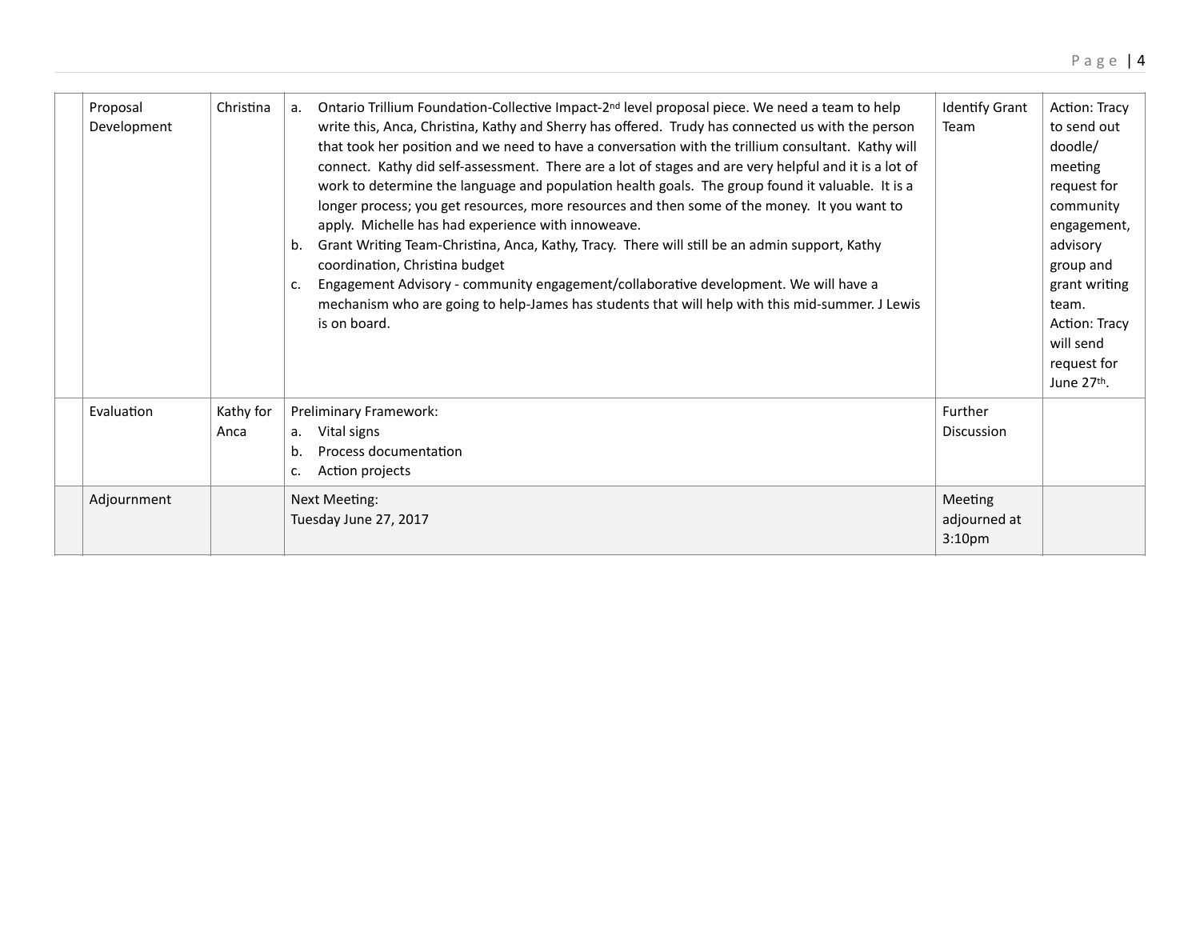| | | | | | |
|---|---|---|---|---|---|
| | Proposal Development | Christina | a. Ontario Trillium Foundation-Collective Impact-2nd level proposal piece. We need a team to help write this, Anca, Christina, Kathy and Sherry has offered. Trudy has connected us with the person that took her position and we need to have a conversation with the trillium consultant. Kathy will connect. Kathy did self-assessment. There are a lot of stages and are very helpful and it is a lot of work to determine the language and population health goals. The group found it valuable. It is a longer process; you get resources, more resources and then some of the money. It you want to apply. Michelle has had experience with innoweave.<br>b. Grant Writing Team-Christina, Anca, Kathy, Tracy. There will still be an admin support, Kathy coordination, Christina budget<br>c. Engagement Advisory - community engagement/collaborative development. We will have a mechanism who are going to help-James has students that will help with this mid-summer. J Lewis is on board. | Identify Grant Team | Action: Tracy to send out doodle/ meeting request for community engagement, advisory group and grant writing team.<br>Action: Tracy will send request for June 27th. |
| | Evaluation | Kathy for Anca | Preliminary Framework:<br>a. Vital signs<br>b. Process documentation<br>c. Action projects | Further Discussion | |
| | Adjournment | | Next Meeting:<br>Tuesday June 27, 2017 | Meeting adjourned at 3:10pm | |